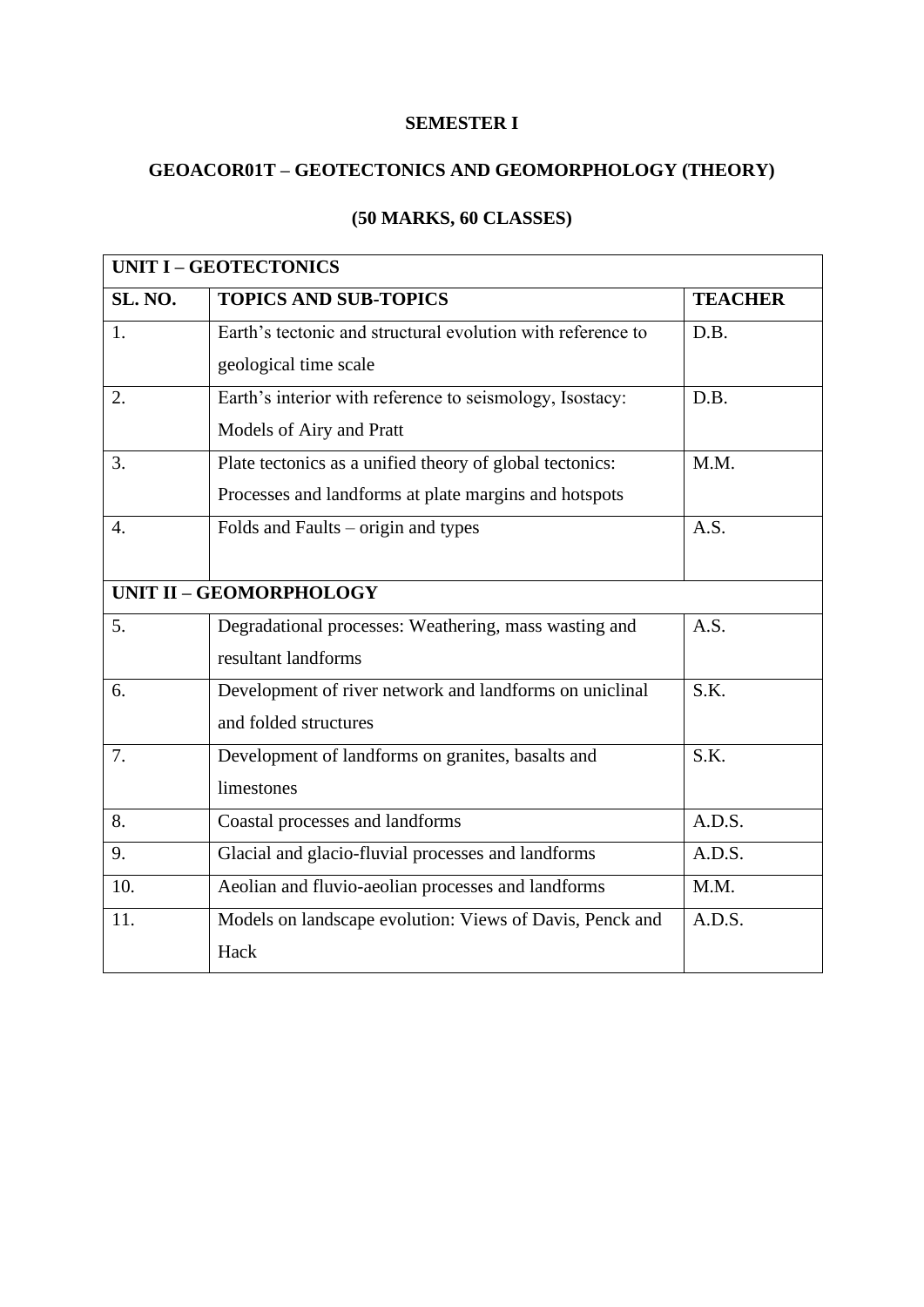**SEMESTER I**

**GEOACOR01T – GEOTECTONICS AND GEOMORPHOLOGY (THEORY)**

**(50 MARKS, 60 CLASSES)**

| **UNIT I – GEOTECTONICS** | | |
|---|---|---|
| **SL. NO.** | **TOPICS AND SUB-TOPICS** | **TEACHER** |
| 1. | Earth's tectonic and structural evolution with reference to geological time scale | D.B. |
| 2. | Earth's interior with reference to seismology, Isostacy: Models of Airy and Pratt | D.B. |
| 3. | Plate tectonics as a unified theory of global tectonics: Processes and landforms at plate margins and hotspots | M.M. |
| 4. | Folds and Faults – origin and types | A.S. |
| **UNIT II – GEOMORPHOLOGY** | | |
| 5. | Degradational processes: Weathering, mass wasting and resultant landforms | A.S. |
| 6. | Development of river network and landforms on uniclinal and folded structures | S.K. |
| 7. | Development of landforms on granites, basalts and limestones | S.K. |
| 8. | Coastal processes and landforms | A.D.S. |
| 9. | Glacial and glacio-fluvial processes and landforms | A.D.S. |
| 10. | Aeolian and fluvio-aeolian processes and landforms | M.M. |
| 11. | Models on landscape evolution: Views of Davis, Penck and Hack | A.D.S. |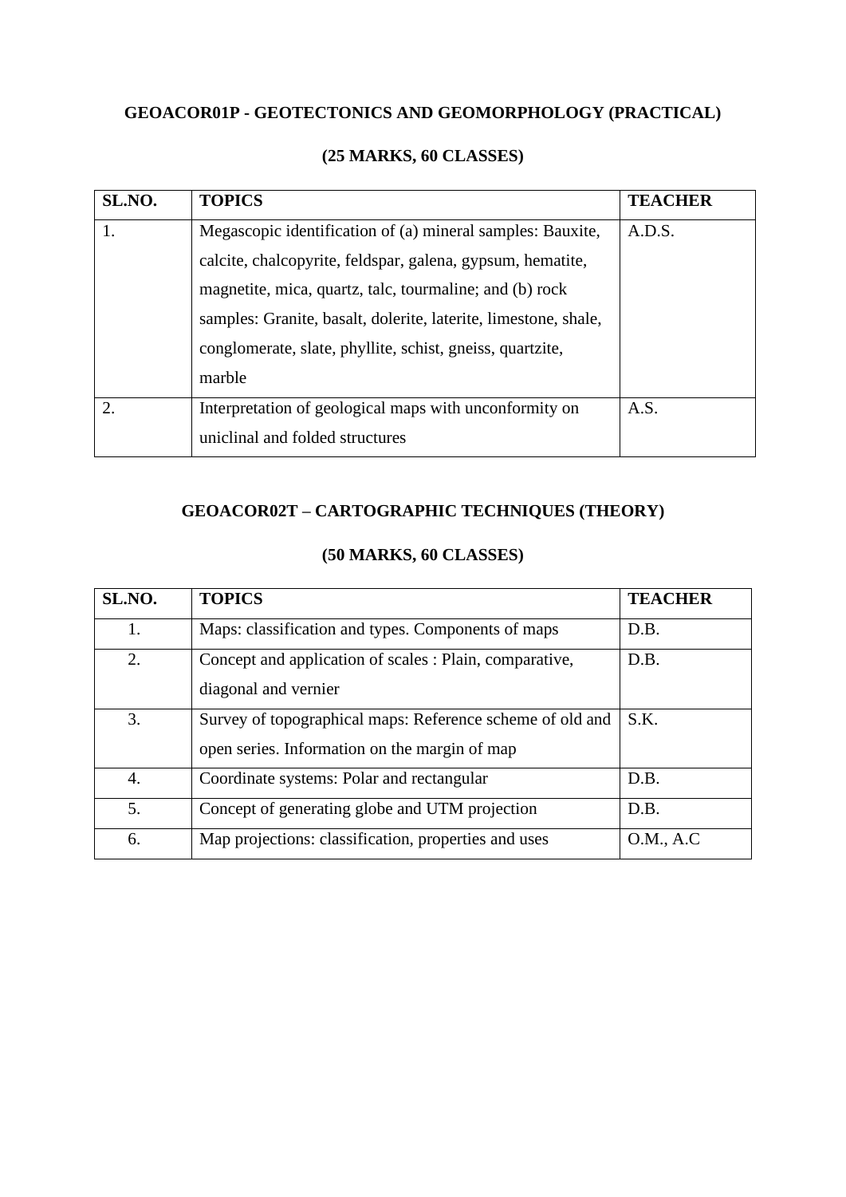**GEOACOR01P - GEOTECTONICS AND GEOMORPHOLOGY (PRACTICAL)**

**(25 MARKS, 60 CLASSES)**

| SL.NO. | TOPICS | TEACHER |
|---|---|---|
| 1. | Megascopic identification of (a) mineral samples: Bauxite, calcite, chalcopyrite, feldspar, galena, gypsum, hematite, magnetite, mica, quartz, talc, tourmaline; and (b) rock samples: Granite, basalt, dolerite, laterite, limestone, shale, conglomerate, slate, phyllite, schist, gneiss, quartzite, marble | A.D.S. |
| 2. | Interpretation of geological maps with unconformity on uniclinal and folded structures | A.S. |

**GEOACOR02T – CARTOGRAPHIC TECHNIQUES (THEORY)**

**(50 MARKS, 60 CLASSES)**

| SL.NO. | TOPICS | TEACHER |
|---|---|---|
| 1. | Maps: classification and types. Components of maps | D.B. |
| 2. | Concept and application of scales : Plain, comparative, diagonal and vernier | D.B. |
| 3. | Survey of topographical maps: Reference scheme of old and open series. Information on the margin of map | S.K. |
| 4. | Coordinate systems: Polar and rectangular | D.B. |
| 5. | Concept of generating globe and UTM projection | D.B. |
| 6. | Map projections: classification, properties and uses | O.M., A.C |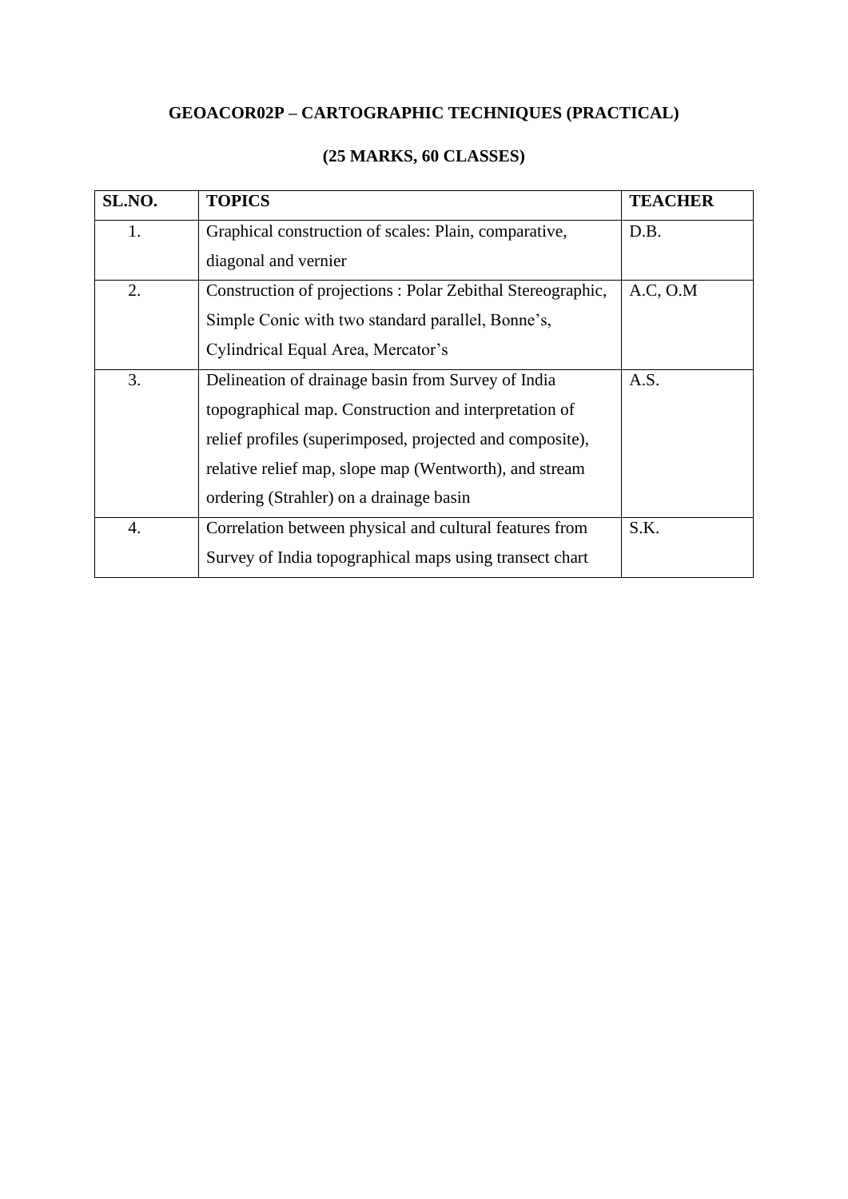**GEOACOR02P – CARTOGRAPHIC TECHNIQUES (PRACTICAL)**

**(25 MARKS, 60 CLASSES)**

| SL.NO. | TOPICS | TEACHER |
| --- | --- | --- |
| 1. | Graphical construction of scales: Plain, comparative, diagonal and vernier | D.B. |
| 2. | Construction of projections : Polar Zebithal Stereographic, Simple Conic with two standard parallel, Bonne's, Cylindrical Equal Area, Mercator's | A.C, O.M |
| 3. | Delineation of drainage basin from Survey of India topographical map. Construction and interpretation of relief profiles (superimposed, projected and composite), relative relief map, slope map (Wentworth), and stream ordering (Strahler) on a drainage basin | A.S. |
| 4. | Correlation between physical and cultural features from Survey of India topographical maps using transect chart | S.K. |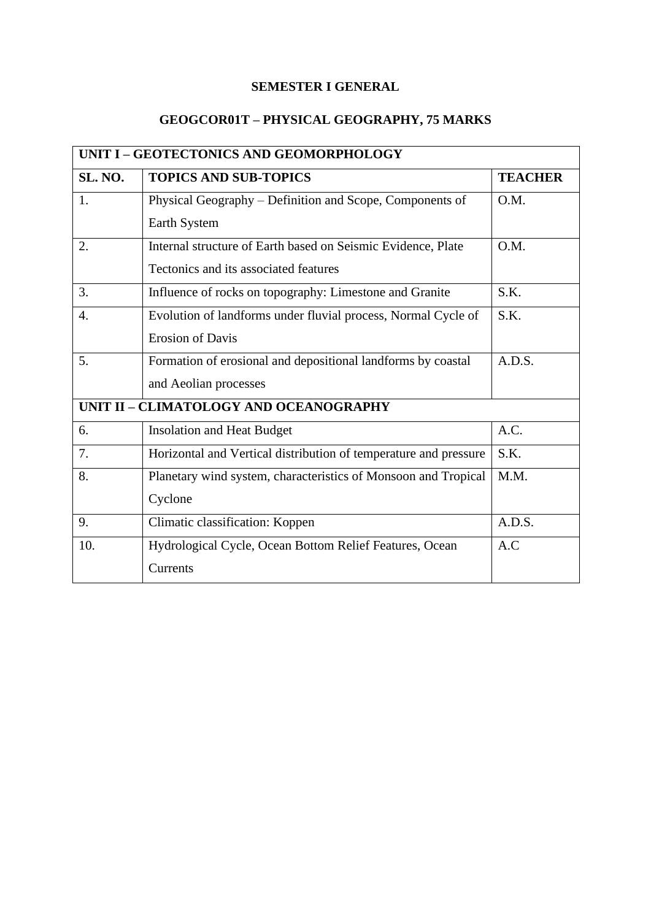**SEMESTER I GENERAL**

**GEOGCOR01T – PHYSICAL GEOGRAPHY, 75 MARKS**

| **UNIT I – GEOTECTONICS AND GEOMORPHOLOGY** | | |
|---|---|---|
| **SL. NO.** | **TOPICS AND SUB-TOPICS** | **TEACHER** |
| 1. | Physical Geography – Definition and Scope, Components of Earth System | O.M. |
| 2. | Internal structure of Earth based on Seismic Evidence, Plate Tectonics and its associated features | O.M. |
| 3. | Influence of rocks on topography: Limestone and Granite | S.K. |
| 4. | Evolution of landforms under fluvial process, Normal Cycle of Erosion of Davis | S.K. |
| 5. | Formation of erosional and depositional landforms by coastal and Aeolian processes | A.D.S. |
| **UNIT II – CLIMATOLOGY AND OCEANOGRAPHY** | | |
| 6. | Insolation and Heat Budget | A.C. |
| 7. | Horizontal and Vertical distribution of temperature and pressure | S.K. |
| 8. | Planetary wind system, characteristics of Monsoon and Tropical Cyclone | M.M. |
| 9. | Climatic classification: Koppen | A.D.S. |
| 10. | Hydrological Cycle, Ocean Bottom Relief Features, Ocean Currents | A.C |